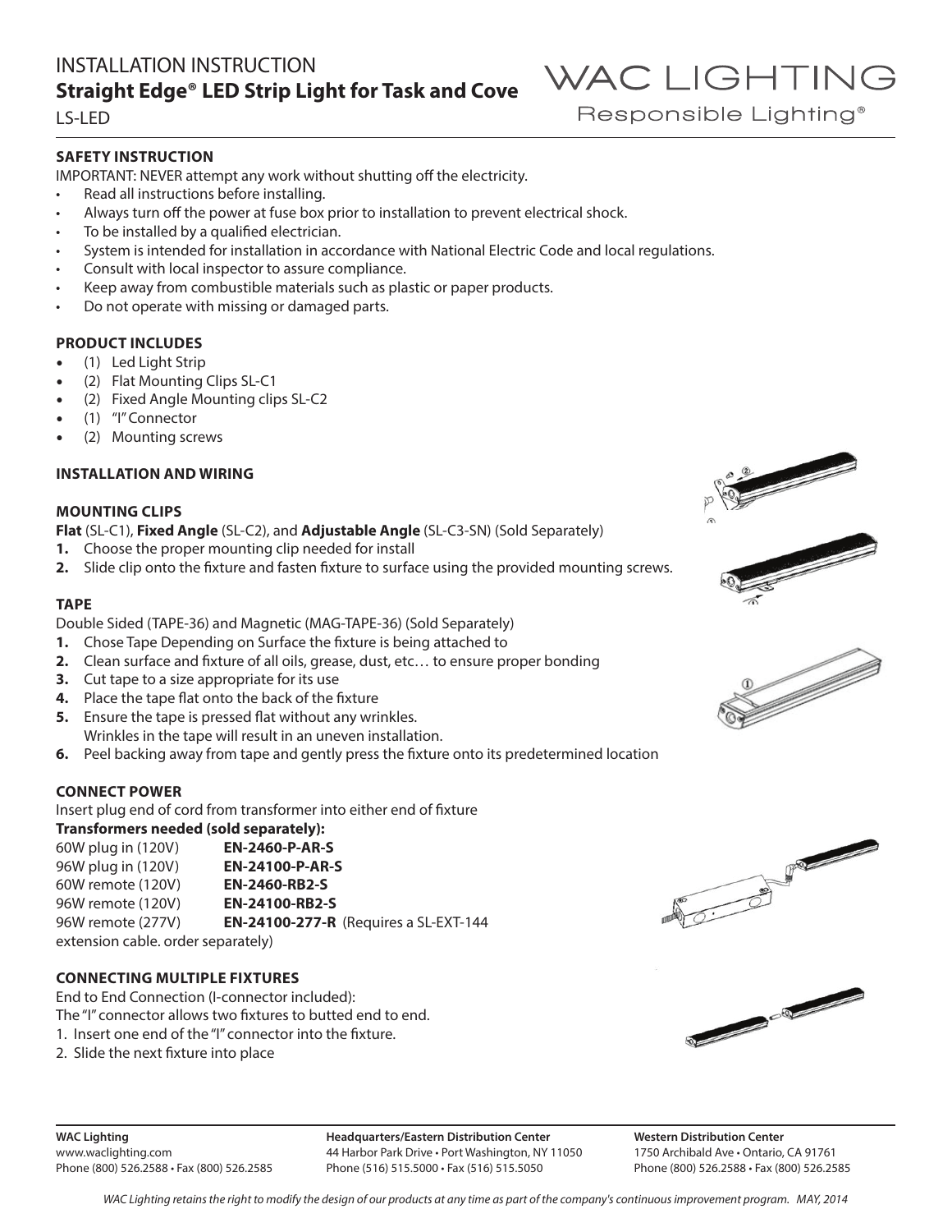# INSTALLATION INSTRUCTION
## Straight Edge® LED Strip Light for Task and Cove
LS-LED

WAC LIGHTING
Responsible Lighting®

### SAFETY INSTRUCTION

IMPORTANT: NEVER attempt any work without shutting off the electricity.

- Read all instructions before installing.
- Always turn off the power at fuse box prior to installation to prevent electrical shock.
- To be installed by a qualified electrician.
- System is intended for installation in accordance with National Electric Code and local regulations.
- Consult with local inspector to assure compliance.
- Keep away from combustible materials such as plastic or paper products.
- Do not operate with missing or damaged parts.

### PRODUCT INCLUDES

- (1) Led Light Strip
- (2) Flat Mounting Clips SL-C1
- (2) Fixed Angle Mounting clips SL-C2
- (1) "I" Connector
- (2) Mounting screws

### INSTALLATION AND WIRING

### MOUNTING CLIPS

**Flat** (SL-C1), **Fixed Angle** (SL-C2), and **Adjustable Angle** (SL-C3-SN) (Sold Separately)

**1.** Choose the proper mounting clip needed for install

**2.** Slide clip onto the fixture and fasten fixture to surface using the provided mounting screws.

### TAPE

Double Sided (TAPE-36) and Magnetic (MAG-TAPE-36) (Sold Separately)

**1.** Chose Tape Depending on Surface the fixture is being attached to

**2.** Clean surface and fixture of all oils, grease, dust, etc… to ensure proper bonding

**3.** Cut tape to a size appropriate for its use

**4.** Place the tape flat onto the back of the fixture

**5.** Ensure the tape is pressed flat without any wrinkles.
Wrinkles in the tape will result in an uneven installation.

**6.** Peel backing away from tape and gently press the fixture onto its predetermined location

### CONNECT POWER

Insert plug end of cord from transformer into either end of fixture

**Transformers needed (sold separately):**

| | |
|---|---|
| 60W plug in (120V) | **EN-2460-P-AR-S** |
| 96W plug in (120V) | **EN-24100-P-AR-S** |
| 60W remote (120V) | **EN-2460-RB2-S** |
| 96W remote (120V) | **EN-24100-RB2-S** |
| 96W remote (277V) | **EN-24100-277-R** (Requires a SL-EXT-144 extension cable. order separately) |

### CONNECTING MULTIPLE FIXTURES

End to End Connection (I-connector included):

The "I" connector allows two fixtures to butted end to end.

1. Insert one end of the "I" connector into the fixture.
2. Slide the next fixture into place

**WAC Lighting**
www.waclighting.com
Phone (800) 526.2588 • Fax (800) 526.2585

**Headquarters/Eastern Distribution Center**
44 Harbor Park Drive • Port Washington, NY 11050
Phone (516) 515.5000 • Fax (516) 515.5050

**Western Distribution Center**
1750 Archibald Ave • Ontario, CA 91761
Phone (800) 526.2588 • Fax (800) 526.2585

*WAC Lighting retains the right to modify the design of our products at any time as part of the company's continuous improvement program. MAY, 2014*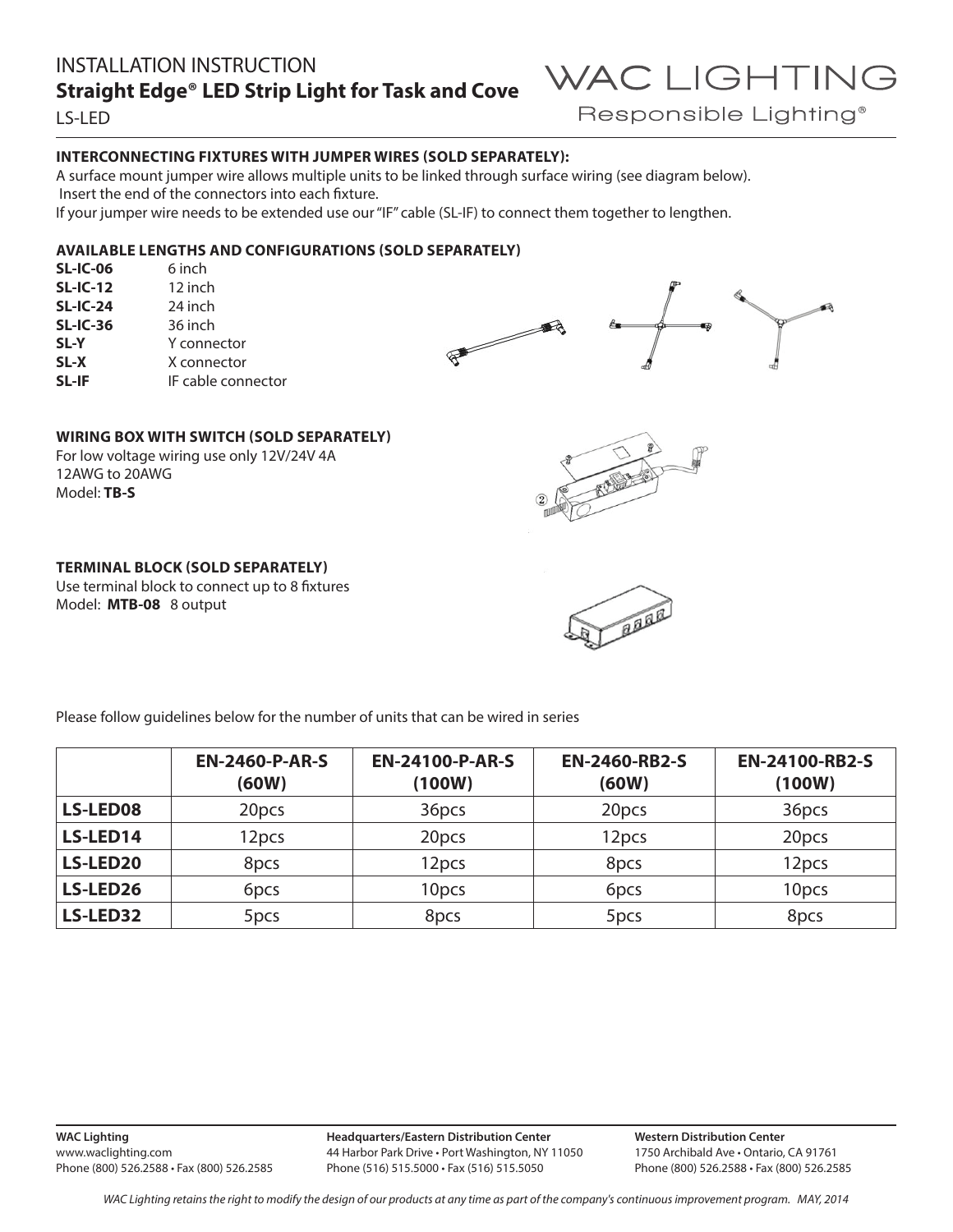## INTERCONNECTING FIXTURES WITH JUMPER WIRES (SOLD SEPARATELY):

A surface mount jumper wire allows multiple units to be linked through surface wiring (see diagram below).
Insert the end of the connectors into each fixture.
If your jumper wire needs to be extended use our "IF" cable (SL-IF) to connect them together to lengthen.

## AVAILABLE LENGTHS AND CONFIGURATIONS (SOLD SEPARATELY)

**SL-IC-06** 6 inch
**SL-IC-12** 12 inch
**SL-IC-24** 24 inch
**SL-IC-36** 36 inch
**SL-Y** Y connector
**SL-X** X connector
**SL-IF** IF cable connector

## WIRING BOX WITH SWITCH (SOLD SEPARATELY)

For low voltage wiring use only 12V/24V 4A
12AWG to 20AWG
Model: **TB-S**

## TERMINAL BLOCK (SOLD SEPARATELY)

Use terminal block to connect up to 8 fixtures
Model: **MTB-08** 8 output

Please follow guidelines below for the number of units that can be wired in series

| | EN-2460-P-AR-S (60W) | EN-24100-P-AR-S (100W) | EN-2460-RB2-S (60W) | EN-24100-RB2-S (100W) |
|---|---|---|---|---|
| **LS-LED08** | 20pcs | 36pcs | 20pcs | 36pcs |
| **LS-LED14** | 12pcs | 20pcs | 12pcs | 20pcs |
| **LS-LED20** | 8pcs | 12pcs | 8pcs | 12pcs |
| **LS-LED26** | 6pcs | 10pcs | 6pcs | 10pcs |
| **LS-LED32** | 5pcs | 8pcs | 5pcs | 8pcs |

**WAC Lighting**
www.waclighting.com
Phone (800) 526.2588 • Fax (800) 526.2585

**Headquarters/Eastern Distribution Center**
44 Harbor Park Drive • Port Washington, NY 11050
Phone (516) 515.5000 • Fax (516) 515.5050

**Western Distribution Center**
1750 Archibald Ave • Ontario, CA 91761
Phone (800) 526.2588 • Fax (800) 526.2585

*WAC Lighting retains the right to modify the design of our products at any time as part of the company's continuous improvement program. MAY, 2014*